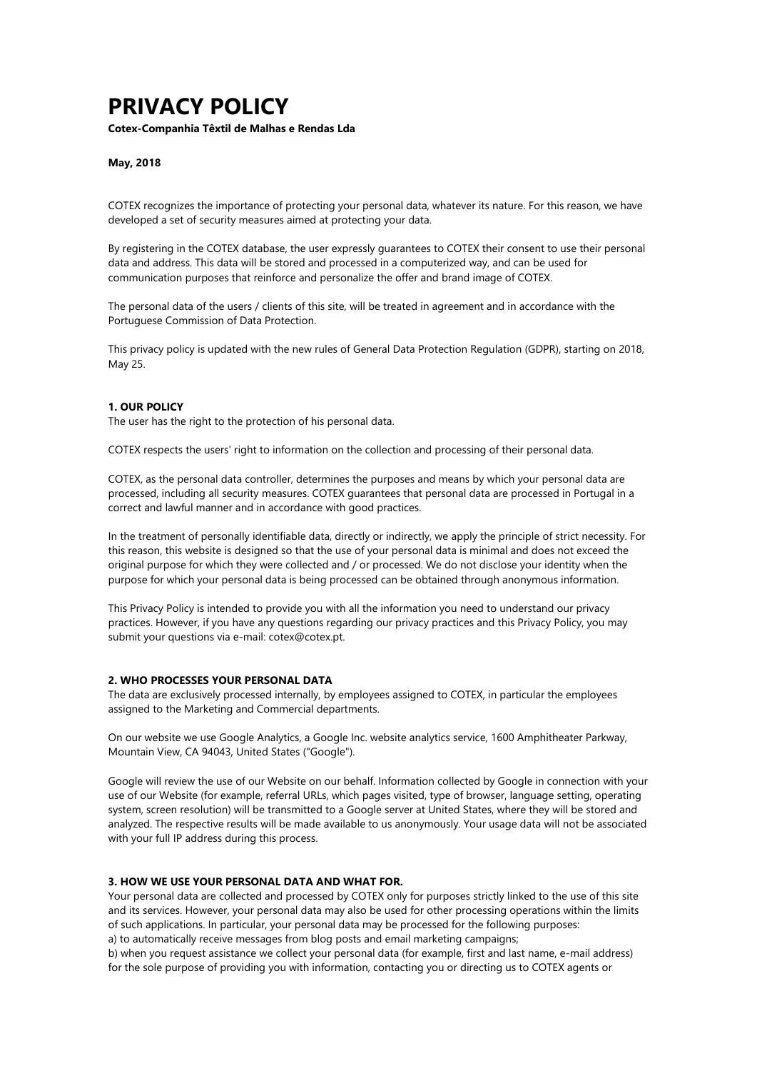# PRIVACY POLICY

**Cotex-Companhia Têxtil de Malhas e Rendas Lda**

**May, 2018**

COTEX recognizes the importance of protecting your personal data, whatever its nature. For this reason, we have developed a set of security measures aimed at protecting your data.

By registering in the COTEX database, the user expressly guarantees to COTEX their consent to use their personal data and address. This data will be stored and processed in a computerized way, and can be used for communication purposes that reinforce and personalize the offer and brand image of COTEX.

The personal data of the users / clients of this site, will be treated in agreement and in accordance with the Portuguese Commission of Data Protection.

This privacy policy is updated with the new rules of General Data Protection Regulation (GDPR), starting on 2018, May 25.

## 1. OUR POLICY

The user has the right to the protection of his personal data.

COTEX respects the users' right to information on the collection and processing of their personal data.

COTEX, as the personal data controller, determines the purposes and means by which your personal data are processed, including all security measures. COTEX guarantees that personal data are processed in Portugal in a correct and lawful manner and in accordance with good practices.

In the treatment of personally identifiable data, directly or indirectly, we apply the principle of strict necessity. For this reason, this website is designed so that the use of your personal data is minimal and does not exceed the original purpose for which they were collected and / or processed. We do not disclose your identity when the purpose for which your personal data is being processed can be obtained through anonymous information.

This Privacy Policy is intended to provide you with all the information you need to understand our privacy practices. However, if you have any questions regarding our privacy practices and this Privacy Policy, you may submit your questions via e-mail: cotex@cotex.pt.

## 2. WHO PROCESSES YOUR PERSONAL DATA

The data are exclusively processed internally, by employees assigned to COTEX, in particular the employees assigned to the Marketing and Commercial departments.

On our website we use Google Analytics, a Google Inc. website analytics service, 1600 Amphitheater Parkway, Mountain View, CA 94043, United States ("Google").

Google will review the use of our Website on our behalf. Information collected by Google in connection with your use of our Website (for example, referral URLs, which pages visited, type of browser, language setting, operating system, screen resolution) will be transmitted to a Google server at United States, where they will be stored and analyzed. The respective results will be made available to us anonymously. Your usage data will not be associated with your full IP address during this process.

## 3. HOW WE USE YOUR PERSONAL DATA AND WHAT FOR.

Your personal data are collected and processed by COTEX only for purposes strictly linked to the use of this site and its services. However, your personal data may also be used for other processing operations within the limits of such applications. In particular, your personal data may be processed for the following purposes:

a) to automatically receive messages from blog posts and email marketing campaigns;

b) when you request assistance we collect your personal data (for example, first and last name, e-mail address) for the sole purpose of providing you with information, contacting you or directing us to COTEX agents or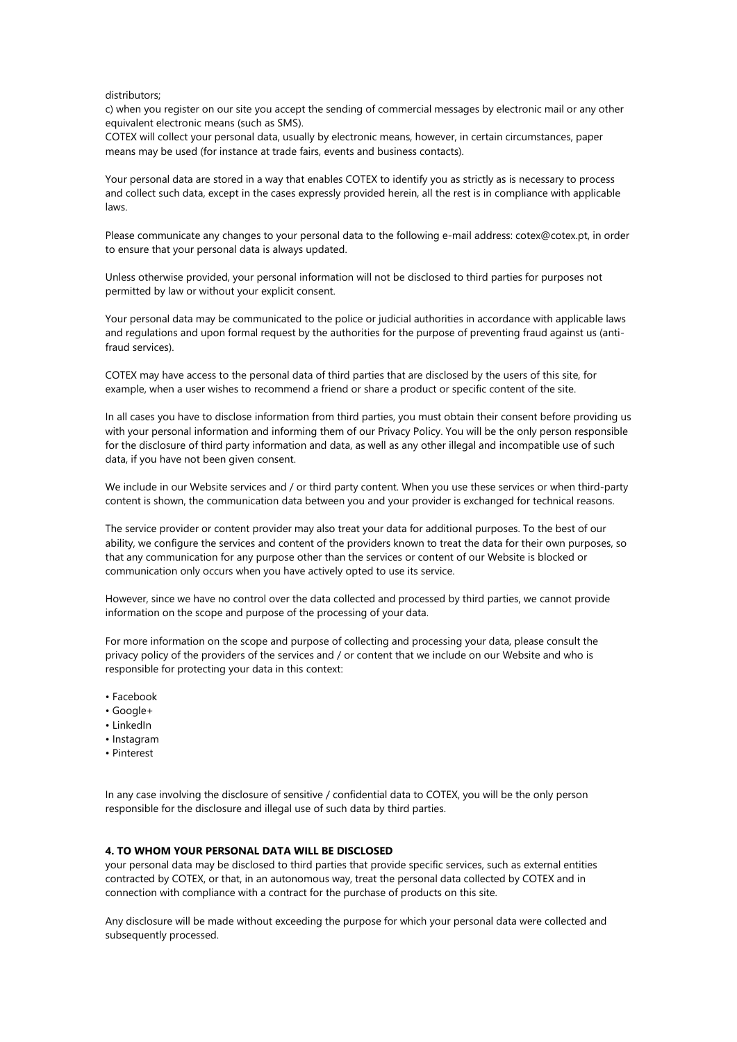distributors;

c) when you register on our site you accept the sending of commercial messages by electronic mail or any other equivalent electronic means (such as SMS).

COTEX will collect your personal data, usually by electronic means, however, in certain circumstances, paper means may be used (for instance at trade fairs, events and business contacts).

Your personal data are stored in a way that enables COTEX to identify you as strictly as is necessary to process and collect such data, except in the cases expressly provided herein, all the rest is in compliance with applicable laws.

Please communicate any changes to your personal data to the following e-mail address: cotex@cotex.pt, in order to ensure that your personal data is always updated.

Unless otherwise provided, your personal information will not be disclosed to third parties for purposes not permitted by law or without your explicit consent.

Your personal data may be communicated to the police or judicial authorities in accordance with applicable laws and regulations and upon formal request by the authorities for the purpose of preventing fraud against us (anti-fraud services).

COTEX may have access to the personal data of third parties that are disclosed by the users of this site, for example, when a user wishes to recommend a friend or share a product or specific content of the site.

In all cases you have to disclose information from third parties, you must obtain their consent before providing us with your personal information and informing them of our Privacy Policy. You will be the only person responsible for the disclosure of third party information and data, as well as any other illegal and incompatible use of such data, if you have not been given consent.

We include in our Website services and / or third party content. When you use these services or when third-party content is shown, the communication data between you and your provider is exchanged for technical reasons.

The service provider or content provider may also treat your data for additional purposes. To the best of our ability, we configure the services and content of the providers known to treat the data for their own purposes, so that any communication for any purpose other than the services or content of our Website is blocked or communication only occurs when you have actively opted to use its service.

However, since we have no control over the data collected and processed by third parties, we cannot provide information on the scope and purpose of the processing of your data.

For more information on the scope and purpose of collecting and processing your data, please consult the privacy policy of the providers of the services and / or content that we include on our Website and who is responsible for protecting your data in this context:

- Facebook
- Google+
- LinkedIn
- Instagram
- Pinterest

In any case involving the disclosure of sensitive / confidential data to COTEX, you will be the only person responsible for the disclosure and illegal use of such data by third parties.

**4. TO WHOM YOUR PERSONAL DATA WILL BE DISCLOSED**

your personal data may be disclosed to third parties that provide specific services, such as external entities contracted by COTEX, or that, in an autonomous way, treat the personal data collected by COTEX and in connection with compliance with a contract for the purchase of products on this site.

Any disclosure will be made without exceeding the purpose for which your personal data were collected and subsequently processed.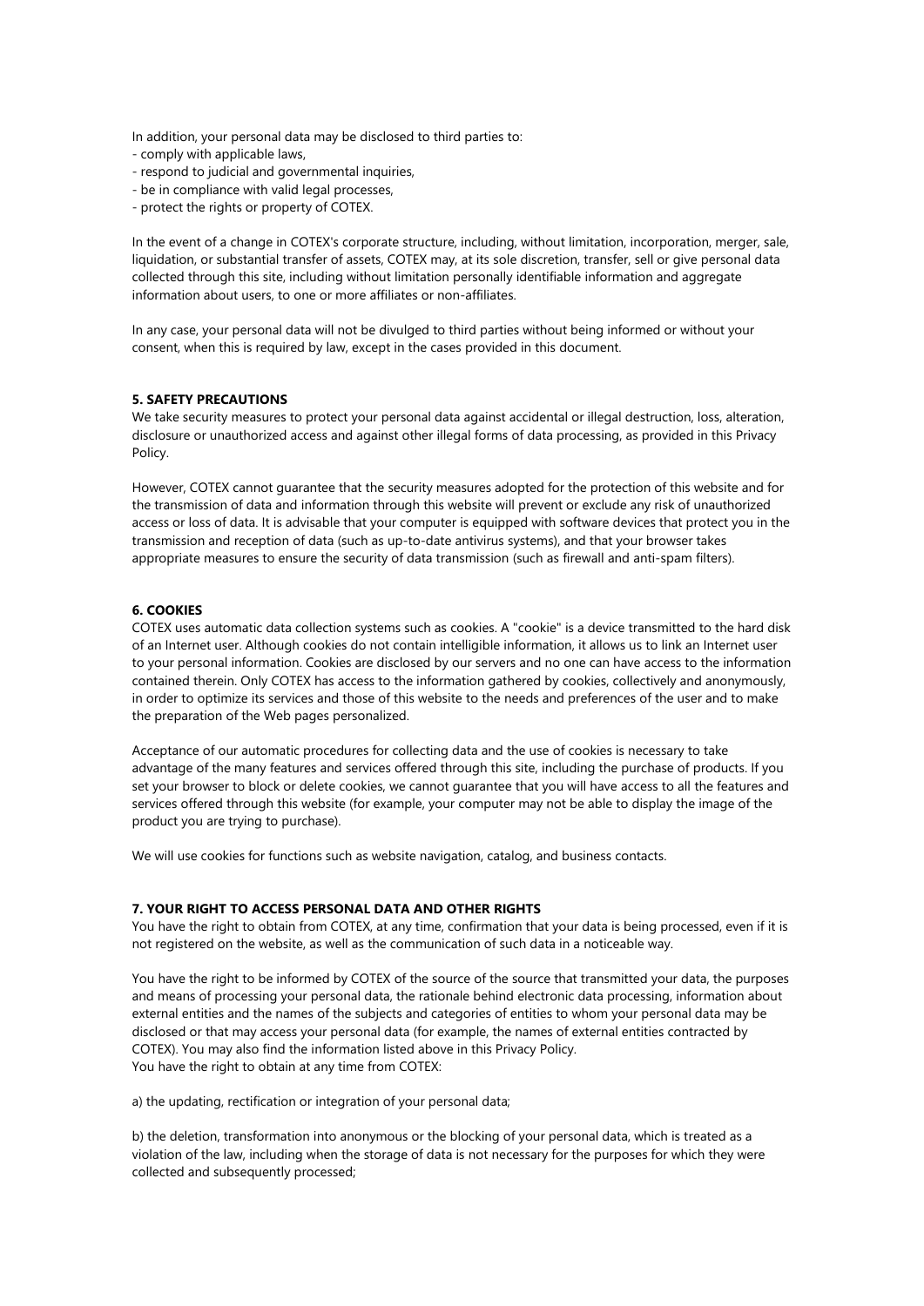In addition, your personal data may be disclosed to third parties to:
- comply with applicable laws,
- respond to judicial and governmental inquiries,
- be in compliance with valid legal processes,
- protect the rights or property of COTEX.

In the event of a change in COTEX's corporate structure, including, without limitation, incorporation, merger, sale, liquidation, or substantial transfer of assets, COTEX may, at its sole discretion, transfer, sell or give personal data collected through this site, including without limitation personally identifiable information and aggregate information about users, to one or more affiliates or non-affiliates.

In any case, your personal data will not be divulged to third parties without being informed or without your consent, when this is required by law, except in the cases provided in this document.

**5. SAFETY PRECAUTIONS**

We take security measures to protect your personal data against accidental or illegal destruction, loss, alteration, disclosure or unauthorized access and against other illegal forms of data processing, as provided in this Privacy Policy.

However, COTEX cannot guarantee that the security measures adopted for the protection of this website and for the transmission of data and information through this website will prevent or exclude any risk of unauthorized access or loss of data. It is advisable that your computer is equipped with software devices that protect you in the transmission and reception of data (such as up-to-date antivirus systems), and that your browser takes appropriate measures to ensure the security of data transmission (such as firewall and anti-spam filters).

**6. COOKIES**

COTEX uses automatic data collection systems such as cookies. A "cookie" is a device transmitted to the hard disk of an Internet user. Although cookies do not contain intelligible information, it allows us to link an Internet user to your personal information. Cookies are disclosed by our servers and no one can have access to the information contained therein. Only COTEX has access to the information gathered by cookies, collectively and anonymously, in order to optimize its services and those of this website to the needs and preferences of the user and to make the preparation of the Web pages personalized.

Acceptance of our automatic procedures for collecting data and the use of cookies is necessary to take advantage of the many features and services offered through this site, including the purchase of products. If you set your browser to block or delete cookies, we cannot guarantee that you will have access to all the features and services offered through this website (for example, your computer may not be able to display the image of the product you are trying to purchase).

We will use cookies for functions such as website navigation, catalog, and business contacts.

**7. YOUR RIGHT TO ACCESS PERSONAL DATA AND OTHER RIGHTS**

You have the right to obtain from COTEX, at any time, confirmation that your data is being processed, even if it is not registered on the website, as well as the communication of such data in a noticeable way.

You have the right to be informed by COTEX of the source of the source that transmitted your data, the purposes and means of processing your personal data, the rationale behind electronic data processing, information about external entities and the names of the subjects and categories of entities to whom your personal data may be disclosed or that may access your personal data (for example, the names of external entities contracted by COTEX). You may also find the information listed above in this Privacy Policy.
You have the right to obtain at any time from COTEX:

a) the updating, rectification or integration of your personal data;

b) the deletion, transformation into anonymous or the blocking of your personal data, which is treated as a violation of the law, including when the storage of data is not necessary for the purposes for which they were collected and subsequently processed;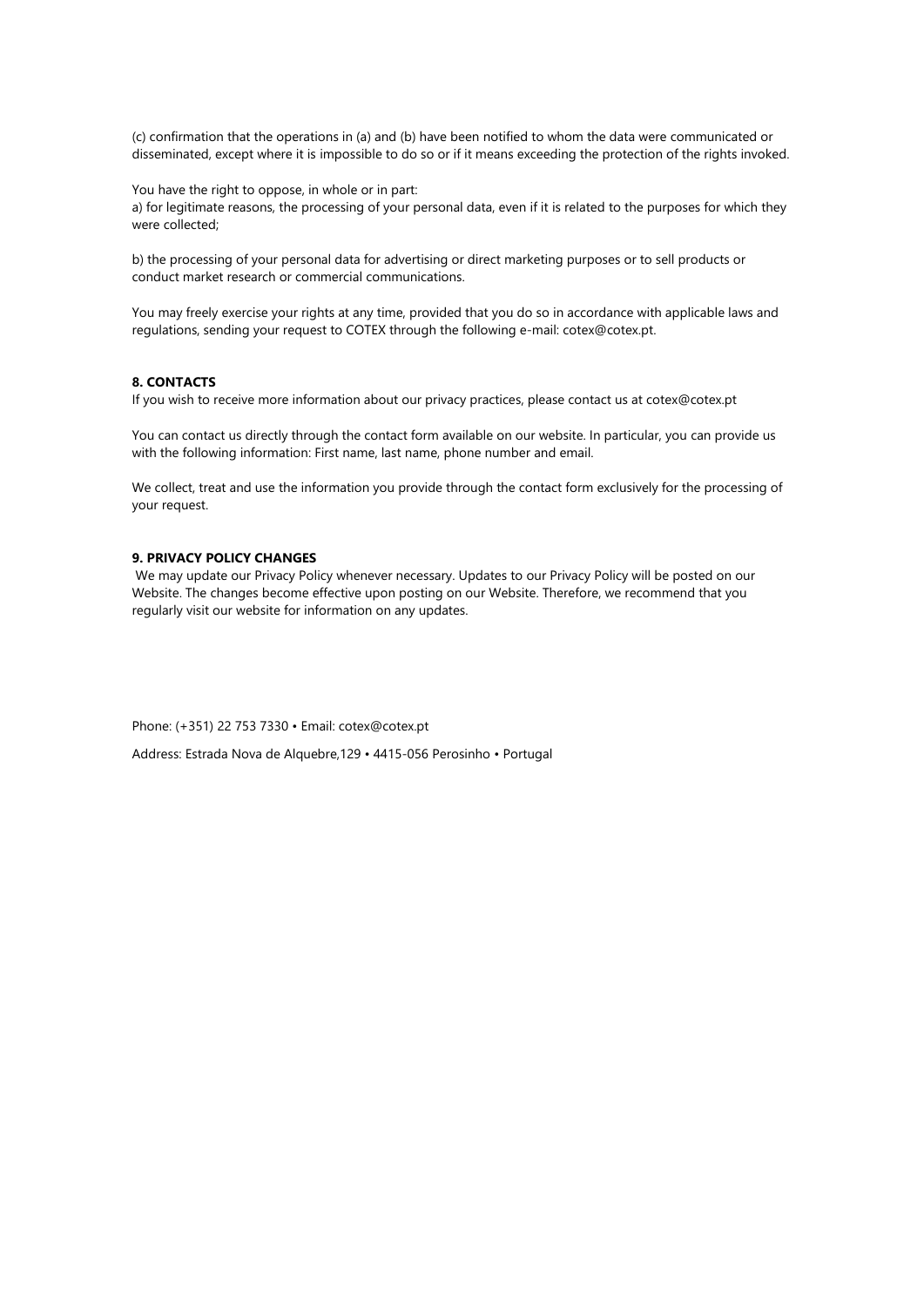(c) confirmation that the operations in (a) and (b) have been notified to whom the data were communicated or disseminated, except where it is impossible to do so or if it means exceeding the protection of the rights invoked.

You have the right to oppose, in whole or in part:
a) for legitimate reasons, the processing of your personal data, even if it is related to the purposes for which they were collected;

b) the processing of your personal data for advertising or direct marketing purposes or to sell products or conduct market research or commercial communications.

You may freely exercise your rights at any time, provided that you do so in accordance with applicable laws and regulations, sending your request to COTEX through the following e-mail: cotex@cotex.pt.

**8. CONTACTS**

If you wish to receive more information about our privacy practices, please contact us at cotex@cotex.pt

You can contact us directly through the contact form available on our website. In particular, you can provide us with the following information: First name, last name, phone number and email.

We collect, treat and use the information you provide through the contact form exclusively for the processing of your request.

**9. PRIVACY POLICY CHANGES**

We may update our Privacy Policy whenever necessary. Updates to our Privacy Policy will be posted on our Website. The changes become effective upon posting on our Website. Therefore, we recommend that you regularly visit our website for information on any updates.

Phone: (+351) 22 753 7330 • Email: cotex@cotex.pt

Address: Estrada Nova de Alquebre,129 • 4415-056 Perosinho • Portugal